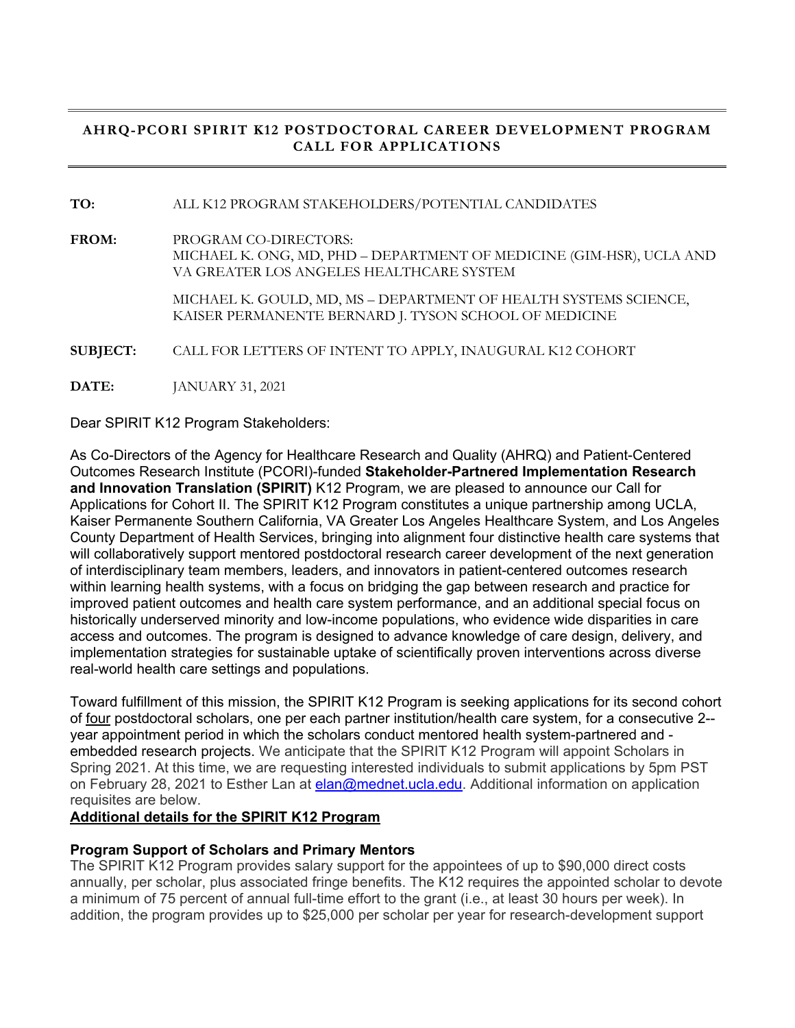# AHRQ-PCORI SPIRIT K12 POSTDOCTORAL CAREER DEVELOPMENT PROGRAM CALL FOR APPLICATIONS

**TO:** ALL K12 PROGRAM STAKEHOLDERS/POTENTIAL CANDIDATES

**FROM:** PROGRAM CO-DIRECTORS:
MICHAEL K. ONG, MD, PHD – DEPARTMENT OF MEDICINE (GIM-HSR), UCLA AND VA GREATER LOS ANGELES HEALTHCARE SYSTEM

MICHAEL K. GOULD, MD, MS – DEPARTMENT OF HEALTH SYSTEMS SCIENCE, KAISER PERMANENTE BERNARD J. TYSON SCHOOL OF MEDICINE

**SUBJECT:** CALL FOR LETTERS OF INTENT TO APPLY, INAUGURAL K12 COHORT

**DATE:** JANUARY 31, 2021

Dear SPIRIT K12 Program Stakeholders:

As Co-Directors of the Agency for Healthcare Research and Quality (AHRQ) and Patient-Centered Outcomes Research Institute (PCORI)-funded **Stakeholder-Partnered Implementation Research and Innovation Translation (SPIRIT)** K12 Program, we are pleased to announce our Call for Applications for Cohort II. The SPIRIT K12 Program constitutes a unique partnership among UCLA, Kaiser Permanente Southern California, VA Greater Los Angeles Healthcare System, and Los Angeles County Department of Health Services, bringing into alignment four distinctive health care systems that will collaboratively support mentored postdoctoral research career development of the next generation of interdisciplinary team members, leaders, and innovators in patient-centered outcomes research within learning health systems, with a focus on bridging the gap between research and practice for improved patient outcomes and health care system performance, and an additional special focus on historically underserved minority and low-income populations, who evidence wide disparities in care access and outcomes. The program is designed to advance knowledge of care design, delivery, and implementation strategies for sustainable uptake of scientifically proven interventions across diverse real-world health care settings and populations.

Toward fulfillment of this mission, the SPIRIT K12 Program is seeking applications for its second cohort of four postdoctoral scholars, one per each partner institution/health care system, for a consecutive 2--year appointment period in which the scholars conduct mentored health system-partnered and -embedded research projects. We anticipate that the SPIRIT K12 Program will appoint Scholars in Spring 2021. At this time, we are requesting interested individuals to submit applications by 5pm PST on February 28, 2021 to Esther Lan at elan@mednet.ucla.edu. Additional information on application requisites are below.

**Additional details for the SPIRIT K12 Program**

### Program Support of Scholars and Primary Mentors

The SPIRIT K12 Program provides salary support for the appointees of up to $90,000 direct costs annually, per scholar, plus associated fringe benefits. The K12 requires the appointed scholar to devote a minimum of 75 percent of annual full-time effort to the grant (i.e., at least 30 hours per week). In addition, the program provides up to $25,000 per scholar per year for research-development support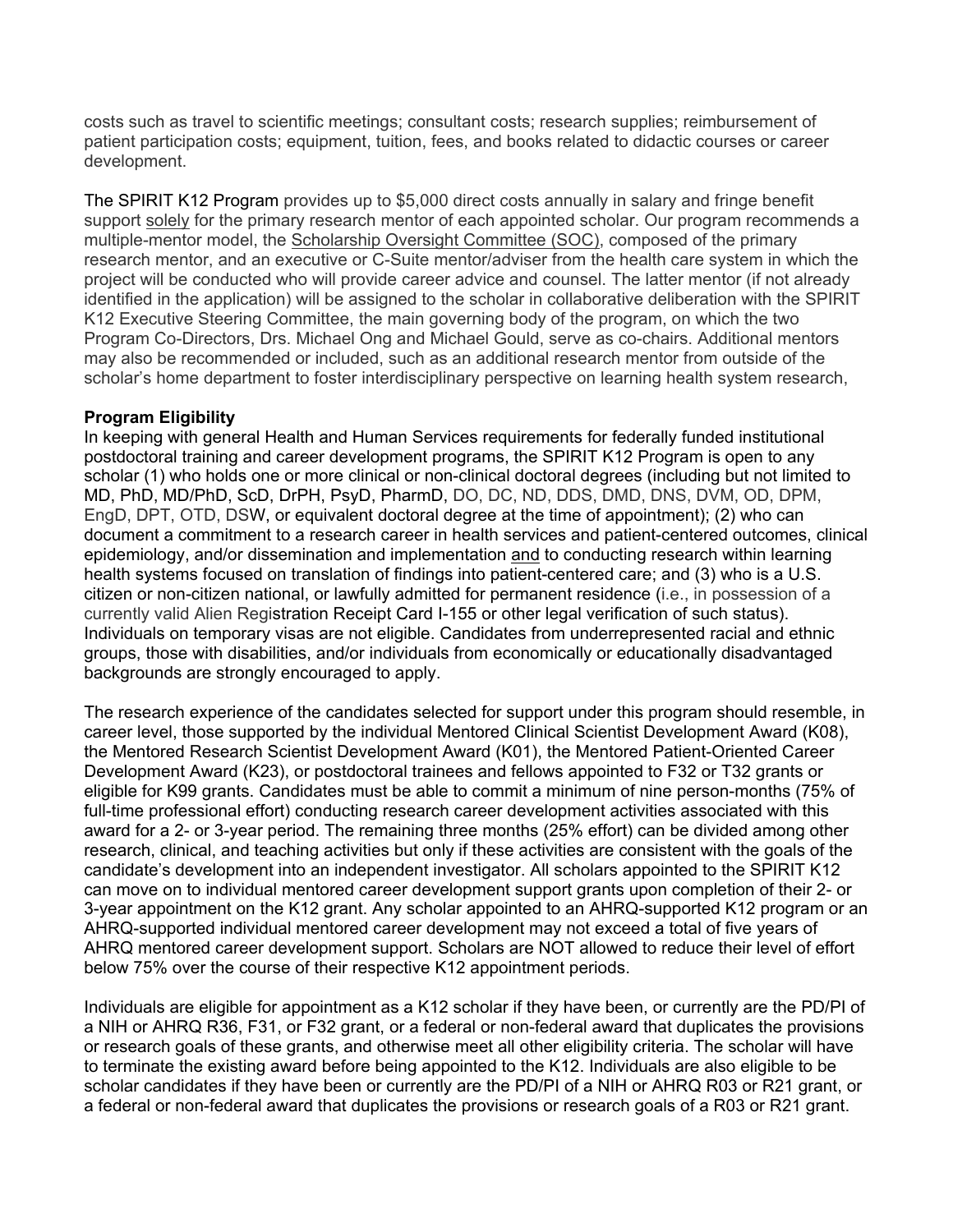costs such as travel to scientific meetings; consultant costs; research supplies; reimbursement of patient participation costs; equipment, tuition, fees, and books related to didactic courses or career development.

The SPIRIT K12 Program provides up to $5,000 direct costs annually in salary and fringe benefit support <u>solely</u> for the primary research mentor of each appointed scholar. Our program recommends a multiple-mentor model, the <u>Scholarship Oversight Committee (SOC)</u>, composed of the primary research mentor, and an executive or C-Suite mentor/adviser from the health care system in which the project will be conducted who will provide career advice and counsel. The latter mentor (if not already identified in the application) will be assigned to the scholar in collaborative deliberation with the SPIRIT K12 Executive Steering Committee, the main governing body of the program, on which the two Program Co-Directors, Drs. Michael Ong and Michael Gould, serve as co-chairs. Additional mentors may also be recommended or included, such as an additional research mentor from outside of the scholar's home department to foster interdisciplinary perspective on learning health system research,

**Program Eligibility**

In keeping with general Health and Human Services requirements for federally funded institutional postdoctoral training and career development programs, the SPIRIT K12 Program is open to any scholar (1) who holds one or more clinical or non-clinical doctoral degrees (including but not limited to MD, PhD, MD/PhD, ScD, DrPH, PsyD, PharmD, DO, DC, ND, DDS, DMD, DNS, DVM, OD, DPM, EngD, DPT, OTD, DSW, or equivalent doctoral degree at the time of appointment); (2) who can document a commitment to a research career in health services and patient-centered outcomes, clinical epidemiology, and/or dissemination and implementation <u>and</u> to conducting research within learning health systems focused on translation of findings into patient-centered care; and (3) who is a U.S. citizen or non-citizen national, or lawfully admitted for permanent residence (i.e., in possession of a currently valid Alien Registration Receipt Card I-155 or other legal verification of such status). Individuals on temporary visas are not eligible. Candidates from underrepresented racial and ethnic groups, those with disabilities, and/or individuals from economically or educationally disadvantaged backgrounds are strongly encouraged to apply.

The research experience of the candidates selected for support under this program should resemble, in career level, those supported by the individual Mentored Clinical Scientist Development Award (K08), the Mentored Research Scientist Development Award (K01), the Mentored Patient-Oriented Career Development Award (K23), or postdoctoral trainees and fellows appointed to F32 or T32 grants or eligible for K99 grants. Candidates must be able to commit a minimum of nine person-months (75% of full-time professional effort) conducting research career development activities associated with this award for a 2- or 3-year period. The remaining three months (25% effort) can be divided among other research, clinical, and teaching activities but only if these activities are consistent with the goals of the candidate's development into an independent investigator. All scholars appointed to the SPIRIT K12 can move on to individual mentored career development support grants upon completion of their 2- or 3-year appointment on the K12 grant. Any scholar appointed to an AHRQ-supported K12 program or an AHRQ-supported individual mentored career development may not exceed a total of five years of AHRQ mentored career development support. Scholars are NOT allowed to reduce their level of effort below 75% over the course of their respective K12 appointment periods.

Individuals are eligible for appointment as a K12 scholar if they have been, or currently are the PD/PI of a NIH or AHRQ R36, F31, or F32 grant, or a federal or non-federal award that duplicates the provisions or research goals of these grants, and otherwise meet all other eligibility criteria. The scholar will have to terminate the existing award before being appointed to the K12. Individuals are also eligible to be scholar candidates if they have been or currently are the PD/PI of a NIH or AHRQ R03 or R21 grant, or a federal or non-federal award that duplicates the provisions or research goals of a R03 or R21 grant.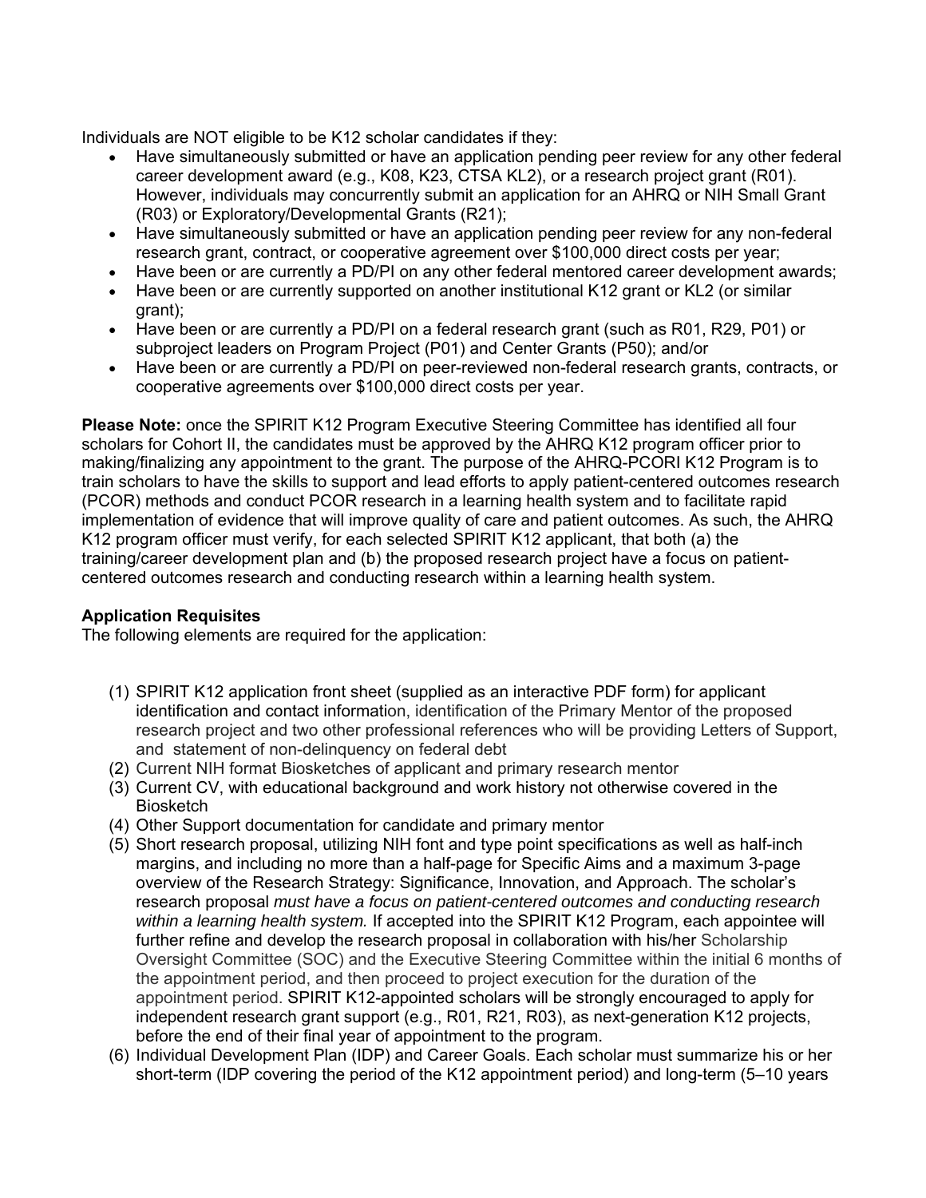Individuals are NOT eligible to be K12 scholar candidates if they:

- Have simultaneously submitted or have an application pending peer review for any other federal career development award (e.g., K08, K23, CTSA KL2), or a research project grant (R01). However, individuals may concurrently submit an application for an AHRQ or NIH Small Grant (R03) or Exploratory/Developmental Grants (R21);
- Have simultaneously submitted or have an application pending peer review for any non-federal research grant, contract, or cooperative agreement over $100,000 direct costs per year;
- Have been or are currently a PD/PI on any other federal mentored career development awards;
- Have been or are currently supported on another institutional K12 grant or KL2 (or similar grant);
- Have been or are currently a PD/PI on a federal research grant (such as R01, R29, P01) or subproject leaders on Program Project (P01) and Center Grants (P50); and/or
- Have been or are currently a PD/PI on peer-reviewed non-federal research grants, contracts, or cooperative agreements over $100,000 direct costs per year.

**Please Note:** once the SPIRIT K12 Program Executive Steering Committee has identified all four scholars for Cohort II, the candidates must be approved by the AHRQ K12 program officer prior to making/finalizing any appointment to the grant. The purpose of the AHRQ-PCORI K12 Program is to train scholars to have the skills to support and lead efforts to apply patient-centered outcomes research (PCOR) methods and conduct PCOR research in a learning health system and to facilitate rapid implementation of evidence that will improve quality of care and patient outcomes. As such, the AHRQ K12 program officer must verify, for each selected SPIRIT K12 applicant, that both (a) the training/career development plan and (b) the proposed research project have a focus on patient-centered outcomes research and conducting research within a learning health system.

**Application Requisites**

The following elements are required for the application:

(1) SPIRIT K12 application front sheet (supplied as an interactive PDF form) for applicant identification and contact information, identification of the Primary Mentor of the proposed research project and two other professional references who will be providing Letters of Support, and statement of non-delinquency on federal debt

(2) Current NIH format Biosketches of applicant and primary research mentor

(3) Current CV, with educational background and work history not otherwise covered in the Biosketch

(4) Other Support documentation for candidate and primary mentor

(5) Short research proposal, utilizing NIH font and type point specifications as well as half-inch margins, and including no more than a half-page for Specific Aims and a maximum 3-page overview of the Research Strategy: Significance, Innovation, and Approach. The scholar's research proposal *must have a focus on patient-centered outcomes and conducting research within a learning health system.* If accepted into the SPIRIT K12 Program, each appointee will further refine and develop the research proposal in collaboration with his/her Scholarship Oversight Committee (SOC) and the Executive Steering Committee within the initial 6 months of the appointment period, and then proceed to project execution for the duration of the appointment period. SPIRIT K12-appointed scholars will be strongly encouraged to apply for independent research grant support (e.g., R01, R21, R03), as next-generation K12 projects, before the end of their final year of appointment to the program.

(6) Individual Development Plan (IDP) and Career Goals. Each scholar must summarize his or her short-term (IDP covering the period of the K12 appointment period) and long-term (5–10 years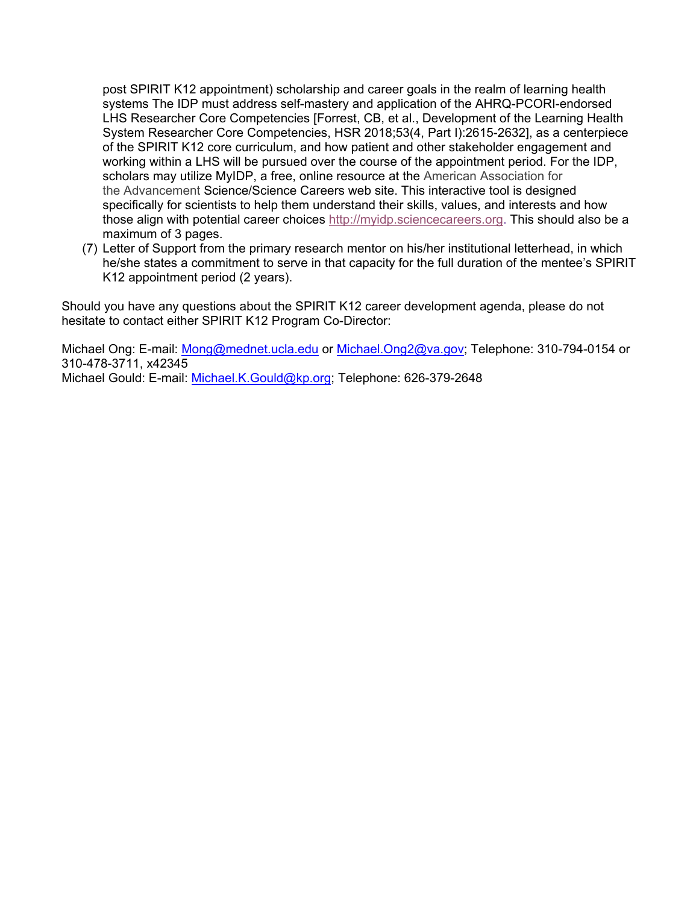post SPIRIT K12 appointment) scholarship and career goals in the realm of learning health systems The IDP must address self-mastery and application of the AHRQ-PCORI-endorsed LHS Researcher Core Competencies [Forrest, CB, et al., Development of the Learning Health System Researcher Core Competencies, HSR 2018;53(4, Part I):2615-2632], as a centerpiece of the SPIRIT K12 core curriculum, and how patient and other stakeholder engagement and working within a LHS will be pursued over the course of the appointment period. For the IDP, scholars may utilize MyIDP, a free, online resource at the American Association for the Advancement Science/Science Careers web site. This interactive tool is designed specifically for scientists to help them understand their skills, values, and interests and how those align with potential career choices http://myidp.sciencecareers.org. This should also be a maximum of 3 pages.

(7) Letter of Support from the primary research mentor on his/her institutional letterhead, in which he/she states a commitment to serve in that capacity for the full duration of the mentee's SPIRIT K12 appointment period (2 years).

Should you have any questions about the SPIRIT K12 career development agenda, please do not hesitate to contact either SPIRIT K12 Program Co-Director:

Michael Ong: E-mail: Mong@mednet.ucla.edu or Michael.Ong2@va.gov; Telephone: 310-794-0154 or 310-478-3711, x42345
Michael Gould: E-mail: Michael.K.Gould@kp.org; Telephone: 626-379-2648